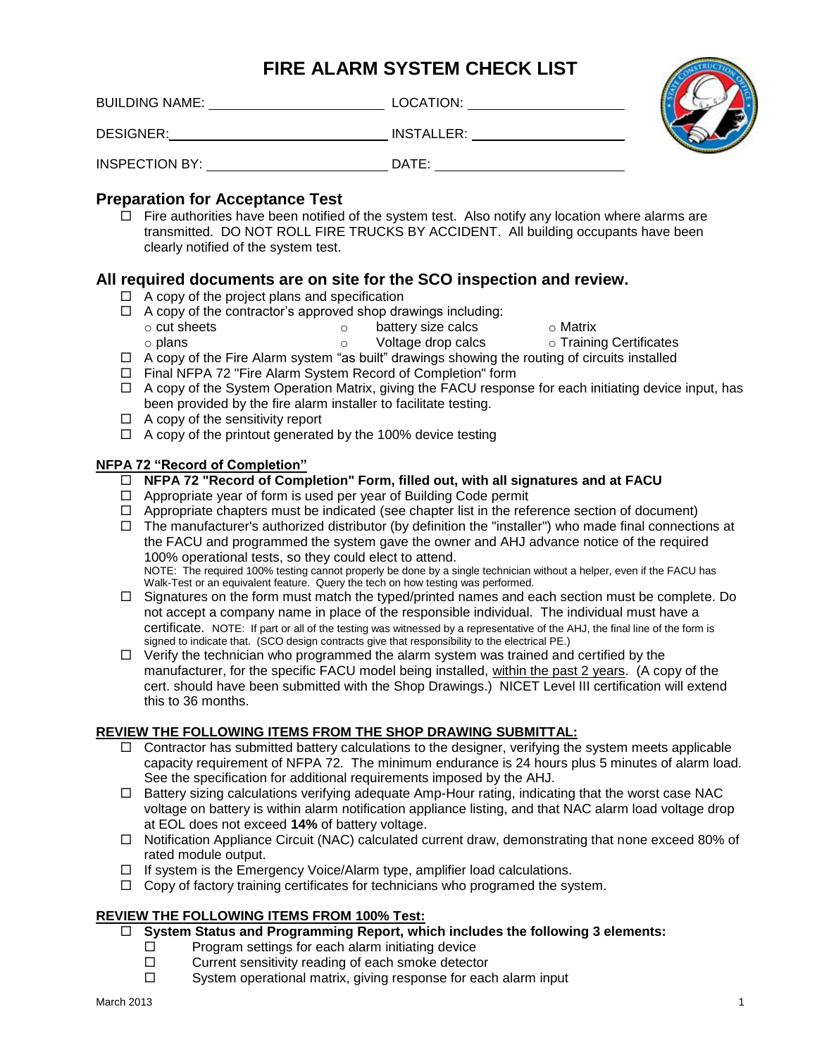# FIRE ALARM SYSTEM CHECK LIST

BUILDING NAME: ______________________ LOCATION: ____________________

DESIGNER: ____________________________ INSTALLER: ____________________

INSPECTION BY: ______________________ DATE: ________________________

## Preparation for Acceptance Test

- ☐ Fire authorities have been notified of the system test. Also notify any location where alarms are transmitted. DO NOT ROLL FIRE TRUCKS BY ACCIDENT. All building occupants have been clearly notified of the system test.

## All required documents are on site for the SCO inspection and review.

- ☐ A copy of the project plans and specification
- ☐ A copy of the contractor's approved shop drawings including:
  - cut sheets
  - battery size calcs
  - Matrix
  - plans
  - Voltage drop calcs
  - Training Certificates
- ☐ A copy of the Fire Alarm system "as built" drawings showing the routing of circuits installed
- ☐ Final NFPA 72 "Fire Alarm System Record of Completion" form
- ☐ A copy of the System Operation Matrix, giving the FACU response for each initiating device input, has been provided by the fire alarm installer to facilitate testing.
- ☐ A copy of the sensitivity report
- ☐ A copy of the printout generated by the 100% device testing

### NFPA 72 "Record of Completion"

- ☐ **NFPA 72 "Record of Completion" Form, filled out, with all signatures and at FACU**
- ☐ Appropriate year of form is used per year of Building Code permit
- ☐ Appropriate chapters must be indicated (see chapter list in the reference section of document)
- ☐ The manufacturer's authorized distributor (by definition the "installer") who made final connections at the FACU and programmed the system gave the owner and AHJ advance notice of the required 100% operational tests, so they could elect to attend.
  NOTE: The required 100% testing cannot properly be done by a single technician without a helper, even if the FACU has Walk-Test or an equivalent feature. Query the tech on how testing was performed.
- ☐ Signatures on the form must match the typed/printed names and each section must be complete. Do not accept a company name in place of the responsible individual. The individual must have a certificate. NOTE: If part or all of the testing was witnessed by a representative of the AHJ, the final line of the form is signed to indicate that. (SCO design contracts give that responsibility to the electrical PE.)
- ☐ Verify the technician who programmed the alarm system was trained and certified by the manufacturer, for the specific FACU model being installed, within the past 2 years. (A copy of the cert. should have been submitted with the Shop Drawings.) NICET Level III certification will extend this to 36 months.

### REVIEW THE FOLLOWING ITEMS FROM THE SHOP DRAWING SUBMITTAL:

- ☐ Contractor has submitted battery calculations to the designer, verifying the system meets applicable capacity requirement of NFPA 72. The minimum endurance is 24 hours plus 5 minutes of alarm load. See the specification for additional requirements imposed by the AHJ.
- ☐ Battery sizing calculations verifying adequate Amp-Hour rating, indicating that the worst case NAC voltage on battery is within alarm notification appliance listing, and that NAC alarm load voltage drop at EOL does not exceed **14%** of battery voltage.
- ☐ Notification Appliance Circuit (NAC) calculated current draw, demonstrating that none exceed 80% of rated module output.
- ☐ If system is the Emergency Voice/Alarm type, amplifier load calculations.
- ☐ Copy of factory training certificates for technicians who programed the system.

### REVIEW THE FOLLOWING ITEMS FROM 100% Test:

- ☐ **System Status and Programming Report, which includes the following 3 elements:**
  - ☐ Program settings for each alarm initiating device
  - ☐ Current sensitivity reading of each smoke detector
  - ☐ System operational matrix, giving response for each alarm input

March 2013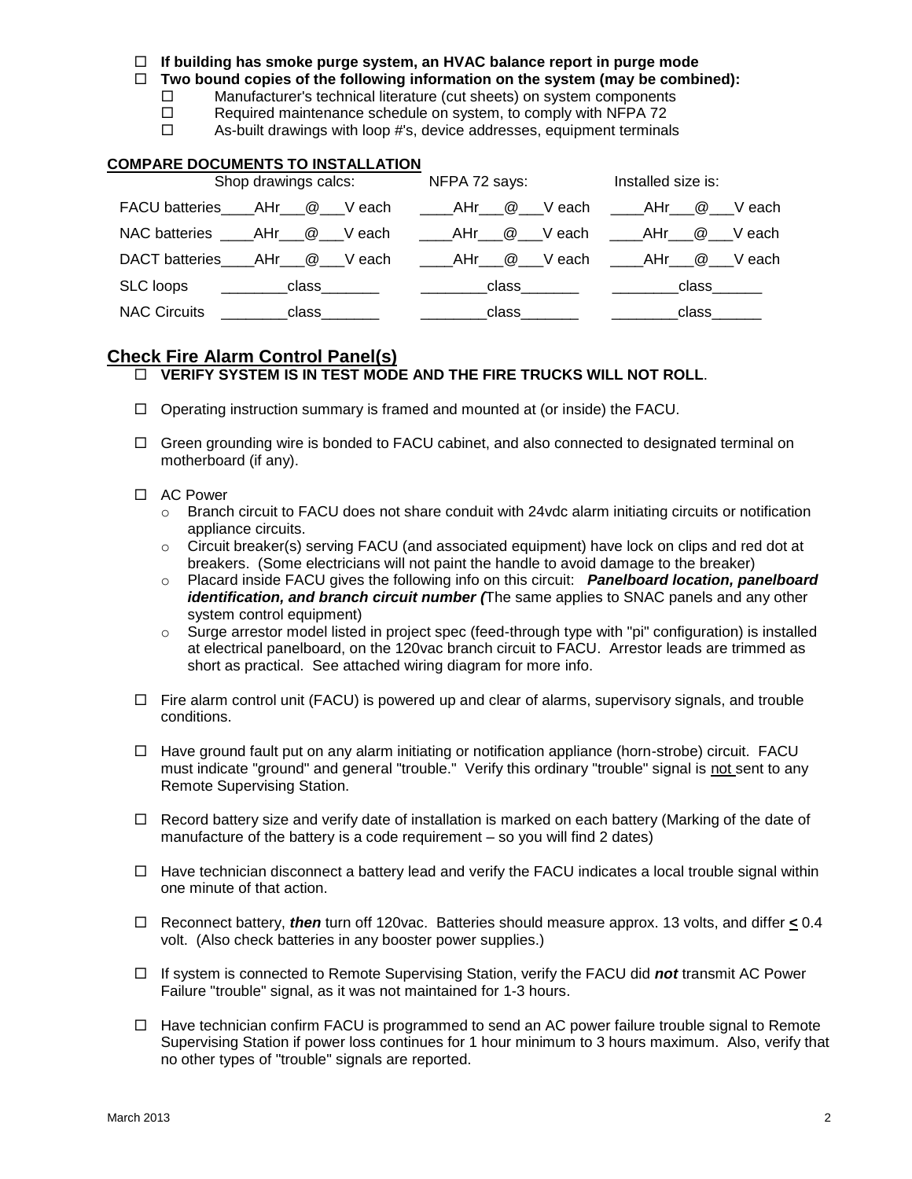- ☐ **If building has smoke purge system, an HVAC balance report in purge mode**
- ☐ **Two bound copies of the following information on the system (may be combined):**
  - ☐ Manufacturer's technical literature (cut sheets) on system components
  - ☐ Required maintenance schedule on system, to comply with NFPA 72
  - ☐ As-built drawings with loop #'s, device addresses, equipment terminals

**COMPARE DOCUMENTS TO INSTALLATION**

| | Shop drawings calcs: | NFPA 72 says: | Installed size is: |
|---|---|---|---|
| FACU batteries | ____AHr___@___V each | ____AHr___@___V each | ____AHr___@___V each |
| NAC batteries | ____AHr___@___V each | ____AHr___@___V each | ____AHr___@___V each |
| DACT batteries | ____AHr___@___V each | ____AHr___@___V each | ____AHr___@___V each |
| SLC loops | ________class_______ | ________class_______ | ________class______ |
| NAC Circuits | ________class_______ | ________class_______ | ________class______ |

## Check Fire Alarm Control Panel(s)

- ☐ **VERIFY SYSTEM IS IN TEST MODE AND THE FIRE TRUCKS WILL NOT ROLL**.
- ☐ Operating instruction summary is framed and mounted at (or inside) the FACU.
- ☐ Green grounding wire is bonded to FACU cabinet, and also connected to designated terminal on motherboard (if any).
- ☐ AC Power
  - Branch circuit to FACU does not share conduit with 24vdc alarm initiating circuits or notification appliance circuits.
  - Circuit breaker(s) serving FACU (and associated equipment) have lock on clips and red dot at breakers. (Some electricians will not paint the handle to avoid damage to the breaker)
  - Placard inside FACU gives the following info on this circuit: ***Panelboard location, panelboard identification, and branch circuit number (***The same applies to SNAC panels and any other system control equipment)
  - Surge arrestor model listed in project spec (feed-through type with "pi" configuration) is installed at electrical panelboard, on the 120vac branch circuit to FACU. Arrestor leads are trimmed as short as practical. See attached wiring diagram for more info.
- ☐ Fire alarm control unit (FACU) is powered up and clear of alarms, supervisory signals, and trouble conditions.
- ☐ Have ground fault put on any alarm initiating or notification appliance (horn-strobe) circuit. FACU must indicate "ground" and general "trouble." Verify this ordinary "trouble" signal is <u>not</u> sent to any Remote Supervising Station.
- ☐ Record battery size and verify date of installation is marked on each battery (Marking of the date of manufacture of the battery is a code requirement – so you will find 2 dates)
- ☐ Have technician disconnect a battery lead and verify the FACU indicates a local trouble signal within one minute of that action.
- ☐ Reconnect battery, ***then*** turn off 120vac. Batteries should measure approx. 13 volts, and differ $\leq$ 0.4 volt. (Also check batteries in any booster power supplies.)
- ☐ If system is connected to Remote Supervising Station, verify the FACU did ***not*** transmit AC Power Failure "trouble" signal, as it was not maintained for 1-3 hours.
- ☐ Have technician confirm FACU is programmed to send an AC power failure trouble signal to Remote Supervising Station if power loss continues for 1 hour minimum to 3 hours maximum. Also, verify that no other types of "trouble" signals are reported.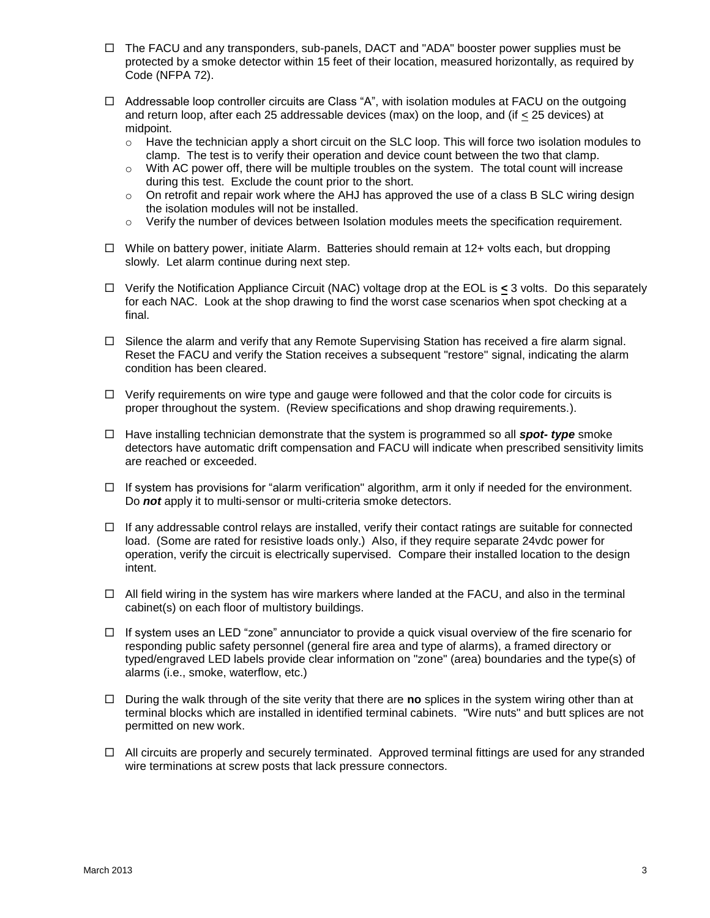- ☐ The FACU and any transponders, sub-panels, DACT and "ADA" booster power supplies must be protected by a smoke detector within 15 feet of their location, measured horizontally, as required by Code (NFPA 72).

- ☐ Addressable loop controller circuits are Class "A", with isolation modules at FACU on the outgoing and return loop, after each 25 addressable devices (max) on the loop, and (if ≤ 25 devices) at midpoint.
  - Have the technician apply a short circuit on the SLC loop. This will force two isolation modules to clamp. The test is to verify their operation and device count between the two that clamp.
  - With AC power off, there will be multiple troubles on the system. The total count will increase during this test. Exclude the count prior to the short.
  - On retrofit and repair work where the AHJ has approved the use of a class B SLC wiring design the isolation modules will not be installed.
  - Verify the number of devices between Isolation modules meets the specification requirement.

- ☐ While on battery power, initiate Alarm. Batteries should remain at 12+ volts each, but dropping slowly. Let alarm continue during next step.

- ☐ Verify the Notification Appliance Circuit (NAC) voltage drop at the EOL is **≤** 3 volts. Do this separately for each NAC. Look at the shop drawing to find the worst case scenarios when spot checking at a final.

- ☐ Silence the alarm and verify that any Remote Supervising Station has received a fire alarm signal. Reset the FACU and verify the Station receives a subsequent "restore" signal, indicating the alarm condition has been cleared.

- ☐ Verify requirements on wire type and gauge were followed and that the color code for circuits is proper throughout the system. (Review specifications and shop drawing requirements.).

- ☐ Have installing technician demonstrate that the system is programmed so all ***spot- type*** smoke detectors have automatic drift compensation and FACU will indicate when prescribed sensitivity limits are reached or exceeded.

- ☐ If system has provisions for "alarm verification" algorithm, arm it only if needed for the environment. Do ***not*** apply it to multi-sensor or multi-criteria smoke detectors.

- ☐ If any addressable control relays are installed, verify their contact ratings are suitable for connected load. (Some are rated for resistive loads only.) Also, if they require separate 24vdc power for operation, verify the circuit is electrically supervised. Compare their installed location to the design intent.

- ☐ All field wiring in the system has wire markers where landed at the FACU, and also in the terminal cabinet(s) on each floor of multistory buildings.

- ☐ If system uses an LED "zone" annunciator to provide a quick visual overview of the fire scenario for responding public safety personnel (general fire area and type of alarms), a framed directory or typed/engraved LED labels provide clear information on "zone" (area) boundaries and the type(s) of alarms (i.e., smoke, waterflow, etc.)

- ☐ During the walk through of the site verity that there are **no** splices in the system wiring other than at terminal blocks which are installed in identified terminal cabinets. "Wire nuts" and butt splices are not permitted on new work.

- ☐ All circuits are properly and securely terminated. Approved terminal fittings are used for any stranded wire terminations at screw posts that lack pressure connectors.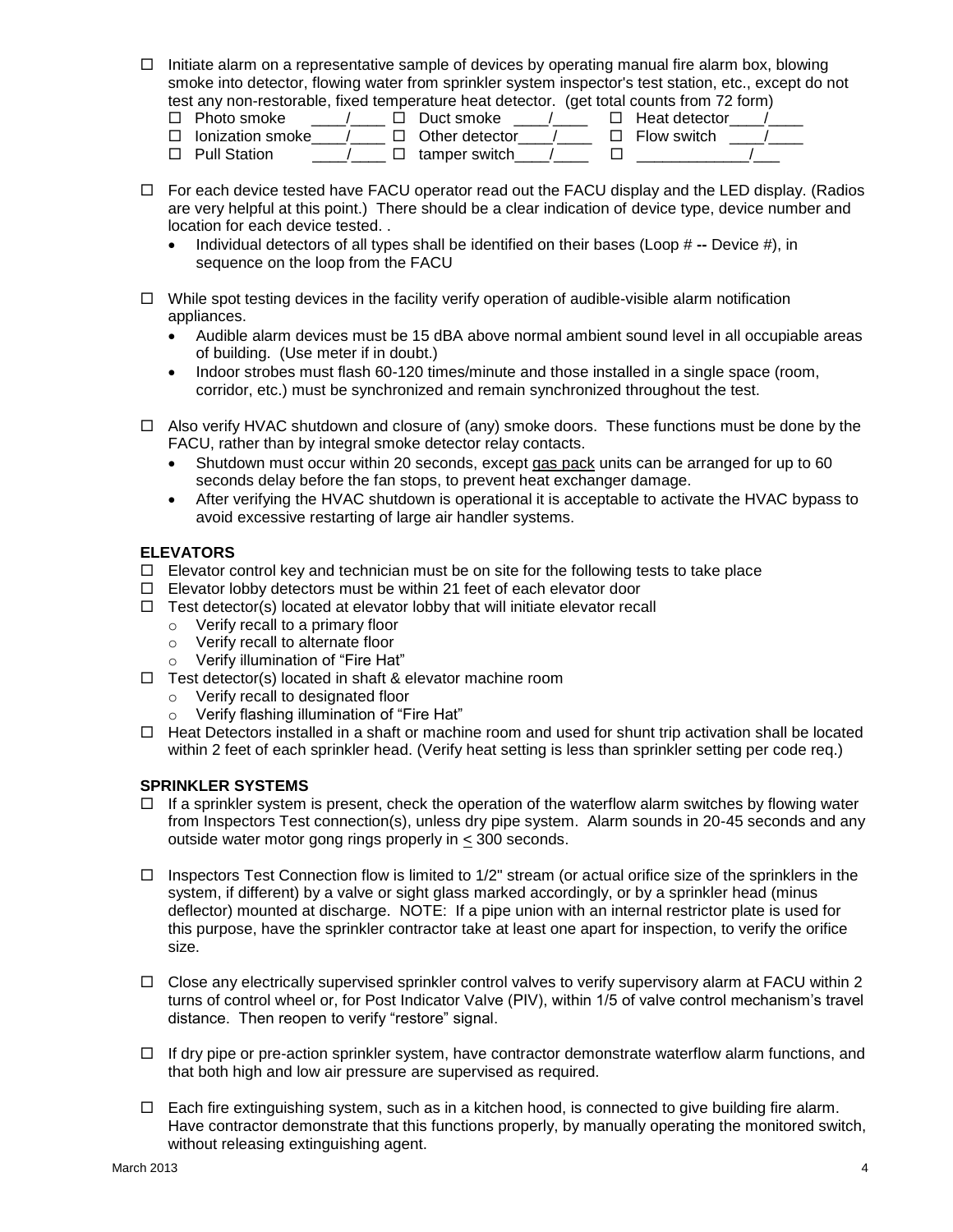- ☐ Initiate alarm on a representative sample of devices by operating manual fire alarm box, blowing smoke into detector, flowing water from sprinkler system inspector's test station, etc., except do not test any non-restorable, fixed temperature heat detector. (get total counts from 72 form)

| | | |
|---|---|---|
| ☐ Photo smoke \_\_\_\_/\_\_\_\_ | ☐ Duct smoke \_\_\_\_/\_\_\_\_ | ☐ Heat detector\_\_\_\_/\_\_\_\_ |
| ☐ Ionization smoke\_\_\_\_/\_\_\_\_ | ☐ Other detector\_\_\_\_/\_\_\_\_ | ☐ Flow switch \_\_\_\_/\_\_\_\_ |
| ☐ Pull Station \_\_\_\_/\_\_\_\_ | ☐ tamper switch\_\_\_\_/\_\_\_\_ | ☐ \_\_\_\_\_\_\_\_\_\_\_\_\_/\_\_\_ |

- ☐ For each device tested have FACU operator read out the FACU display and the LED display. (Radios are very helpful at this point.) There should be a clear indication of device type, device number and location for each device tested. .
  - Individual detectors of all types shall be identified on their bases (Loop # **--** Device #), in sequence on the loop from the FACU

- ☐ While spot testing devices in the facility verify operation of audible-visible alarm notification appliances.
  - Audible alarm devices must be 15 dBA above normal ambient sound level in all occupiable areas of building. (Use meter if in doubt.)
  - Indoor strobes must flash 60-120 times/minute and those installed in a single space (room, corridor, etc.) must be synchronized and remain synchronized throughout the test.

- ☐ Also verify HVAC shutdown and closure of (any) smoke doors. These functions must be done by the FACU, rather than by integral smoke detector relay contacts.
  - Shutdown must occur within 20 seconds, except gas pack units can be arranged for up to 60 seconds delay before the fan stops, to prevent heat exchanger damage.
  - After verifying the HVAC shutdown is operational it is acceptable to activate the HVAC bypass to avoid excessive restarting of large air handler systems.

**ELEVATORS**

- ☐ Elevator control key and technician must be on site for the following tests to take place
- ☐ Elevator lobby detectors must be within 21 feet of each elevator door
- ☐ Test detector(s) located at elevator lobby that will initiate elevator recall
  - Verify recall to a primary floor
  - Verify recall to alternate floor
  - Verify illumination of "Fire Hat"
- ☐ Test detector(s) located in shaft & elevator machine room
  - Verify recall to designated floor
  - Verify flashing illumination of "Fire Hat"
- ☐ Heat Detectors installed in a shaft or machine room and used for shunt trip activation shall be located within 2 feet of each sprinkler head. (Verify heat setting is less than sprinkler setting per code req.)

**SPRINKLER SYSTEMS**

- ☐ If a sprinkler system is present, check the operation of the waterflow alarm switches by flowing water from Inspectors Test connection(s), unless dry pipe system. Alarm sounds in 20-45 seconds and any outside water motor gong rings properly in $\leq$ 300 seconds.

- ☐ Inspectors Test Connection flow is limited to 1/2" stream (or actual orifice size of the sprinklers in the system, if different) by a valve or sight glass marked accordingly, or by a sprinkler head (minus deflector) mounted at discharge. NOTE: If a pipe union with an internal restrictor plate is used for this purpose, have the sprinkler contractor take at least one apart for inspection, to verify the orifice size.

- ☐ Close any electrically supervised sprinkler control valves to verify supervisory alarm at FACU within 2 turns of control wheel or, for Post Indicator Valve (PIV), within 1/5 of valve control mechanism's travel distance. Then reopen to verify "restore" signal.

- ☐ If dry pipe or pre-action sprinkler system, have contractor demonstrate waterflow alarm functions, and that both high and low air pressure are supervised as required.

- ☐ Each fire extinguishing system, such as in a kitchen hood, is connected to give building fire alarm. Have contractor demonstrate that this functions properly, by manually operating the monitored switch, without releasing extinguishing agent.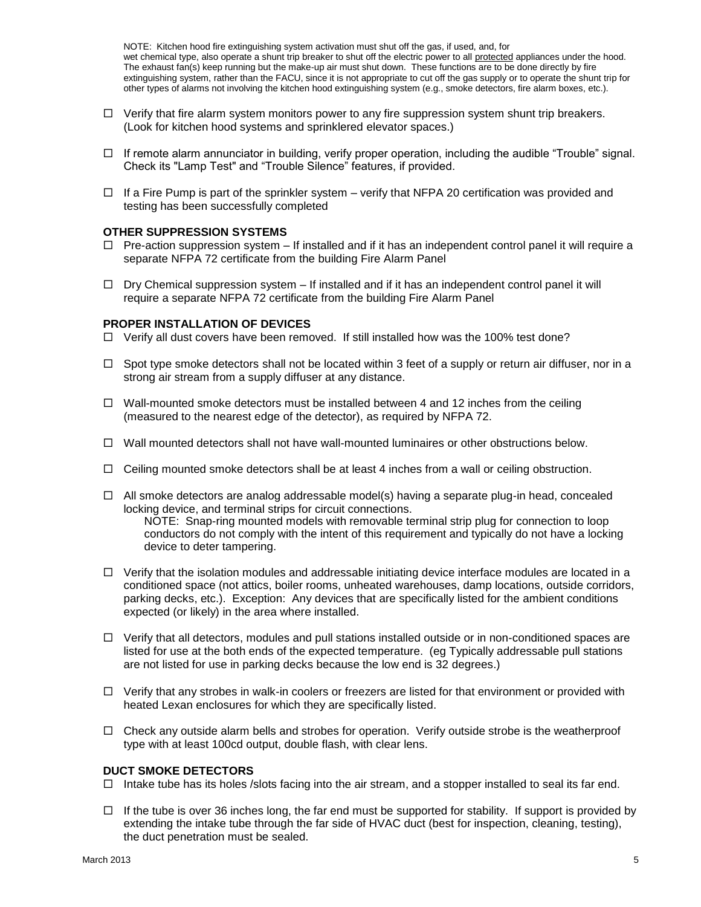NOTE: Kitchen hood fire extinguishing system activation must shut off the gas, if used, and, for wet chemical type, also operate a shunt trip breaker to shut off the electric power to all protected appliances under the hood. The exhaust fan(s) keep running but the make-up air must shut down. These functions are to be done directly by fire extinguishing system, rather than the FACU, since it is not appropriate to cut off the gas supply or to operate the shunt trip for other types of alarms not involving the kitchen hood extinguishing system (e.g., smoke detectors, fire alarm boxes, etc.).

- ☐ Verify that fire alarm system monitors power to any fire suppression system shunt trip breakers. (Look for kitchen hood systems and sprinklered elevator spaces.)
- ☐ If remote alarm annunciator in building, verify proper operation, including the audible "Trouble" signal. Check its "Lamp Test" and "Trouble Silence" features, if provided.
- ☐ If a Fire Pump is part of the sprinkler system – verify that NFPA 20 certification was provided and testing has been successfully completed

**OTHER SUPPRESSION SYSTEMS**

- ☐ Pre-action suppression system – If installed and if it has an independent control panel it will require a separate NFPA 72 certificate from the building Fire Alarm Panel
- ☐ Dry Chemical suppression system – If installed and if it has an independent control panel it will require a separate NFPA 72 certificate from the building Fire Alarm Panel

**PROPER INSTALLATION OF DEVICES**

- ☐ Verify all dust covers have been removed. If still installed how was the 100% test done?
- ☐ Spot type smoke detectors shall not be located within 3 feet of a supply or return air diffuser, nor in a strong air stream from a supply diffuser at any distance.
- ☐ Wall-mounted smoke detectors must be installed between 4 and 12 inches from the ceiling (measured to the nearest edge of the detector), as required by NFPA 72.
- ☐ Wall mounted detectors shall not have wall-mounted luminaires or other obstructions below.
- ☐ Ceiling mounted smoke detectors shall be at least 4 inches from a wall or ceiling obstruction.
- ☐ All smoke detectors are analog addressable model(s) having a separate plug-in head, concealed locking device, and terminal strips for circuit connections.
  NOTE: Snap-ring mounted models with removable terminal strip plug for connection to loop conductors do not comply with the intent of this requirement and typically do not have a locking device to deter tampering.
- ☐ Verify that the isolation modules and addressable initiating device interface modules are located in a conditioned space (not attics, boiler rooms, unheated warehouses, damp locations, outside corridors, parking decks, etc.). Exception: Any devices that are specifically listed for the ambient conditions expected (or likely) in the area where installed.
- ☐ Verify that all detectors, modules and pull stations installed outside or in non-conditioned spaces are listed for use at the both ends of the expected temperature. (eg Typically addressable pull stations are not listed for use in parking decks because the low end is 32 degrees.)
- ☐ Verify that any strobes in walk-in coolers or freezers are listed for that environment or provided with heated Lexan enclosures for which they are specifically listed.
- ☐ Check any outside alarm bells and strobes for operation. Verify outside strobe is the weatherproof type with at least 100cd output, double flash, with clear lens.

**DUCT SMOKE DETECTORS**

- ☐ Intake tube has its holes /slots facing into the air stream, and a stopper installed to seal its far end.
- ☐ If the tube is over 36 inches long, the far end must be supported for stability. If support is provided by extending the intake tube through the far side of HVAC duct (best for inspection, cleaning, testing), the duct penetration must be sealed.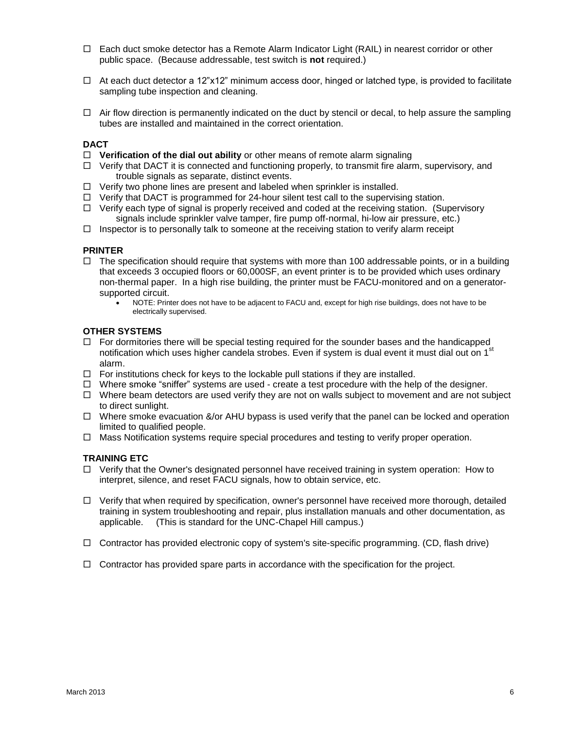- ☐ Each duct smoke detector has a Remote Alarm Indicator Light (RAIL) in nearest corridor or other public space. (Because addressable, test switch is **not** required.)

- ☐ At each duct detector a 12"x12" minimum access door, hinged or latched type, is provided to facilitate sampling tube inspection and cleaning.

- ☐ Air flow direction is permanently indicated on the duct by stencil or decal, to help assure the sampling tubes are installed and maintained in the correct orientation.

**DACT**

- ☐ **Verification of the dial out ability** or other means of remote alarm signaling
- ☐ Verify that DACT it is connected and functioning properly, to transmit fire alarm, supervisory, and trouble signals as separate, distinct events.
- ☐ Verify two phone lines are present and labeled when sprinkler is installed.
- ☐ Verify that DACT is programmed for 24-hour silent test call to the supervising station.
- ☐ Verify each type of signal is properly received and coded at the receiving station. (Supervisory signals include sprinkler valve tamper, fire pump off-normal, hi-low air pressure, etc.)
- ☐ Inspector is to personally talk to someone at the receiving station to verify alarm receipt

**PRINTER**

- ☐ The specification should require that systems with more than 100 addressable points, or in a building that exceeds 3 occupied floors or 60,000SF, an event printer is to be provided which uses ordinary non-thermal paper. In a high rise building, the printer must be FACU-monitored and on a generator-supported circuit.
  - NOTE: Printer does not have to be adjacent to FACU and, except for high rise buildings, does not have to be electrically supervised.

**OTHER SYSTEMS**

- ☐ For dormitories there will be special testing required for the sounder bases and the handicapped notification which uses higher candela strobes. Even if system is dual event it must dial out on 1st alarm.
- ☐ For institutions check for keys to the lockable pull stations if they are installed.
- ☐ Where smoke "sniffer" systems are used - create a test procedure with the help of the designer.
- ☐ Where beam detectors are used verify they are not on walls subject to movement and are not subject to direct sunlight.
- ☐ Where smoke evacuation &/or AHU bypass is used verify that the panel can be locked and operation limited to qualified people.
- ☐ Mass Notification systems require special procedures and testing to verify proper operation.

**TRAINING ETC**

- ☐ Verify that the Owner's designated personnel have received training in system operation: How to interpret, silence, and reset FACU signals, how to obtain service, etc.

- ☐ Verify that when required by specification, owner's personnel have received more thorough, detailed training in system troubleshooting and repair, plus installation manuals and other documentation, as applicable. (This is standard for the UNC-Chapel Hill campus.)

- ☐ Contractor has provided electronic copy of system's site-specific programming. (CD, flash drive)

- ☐ Contractor has provided spare parts in accordance with the specification for the project.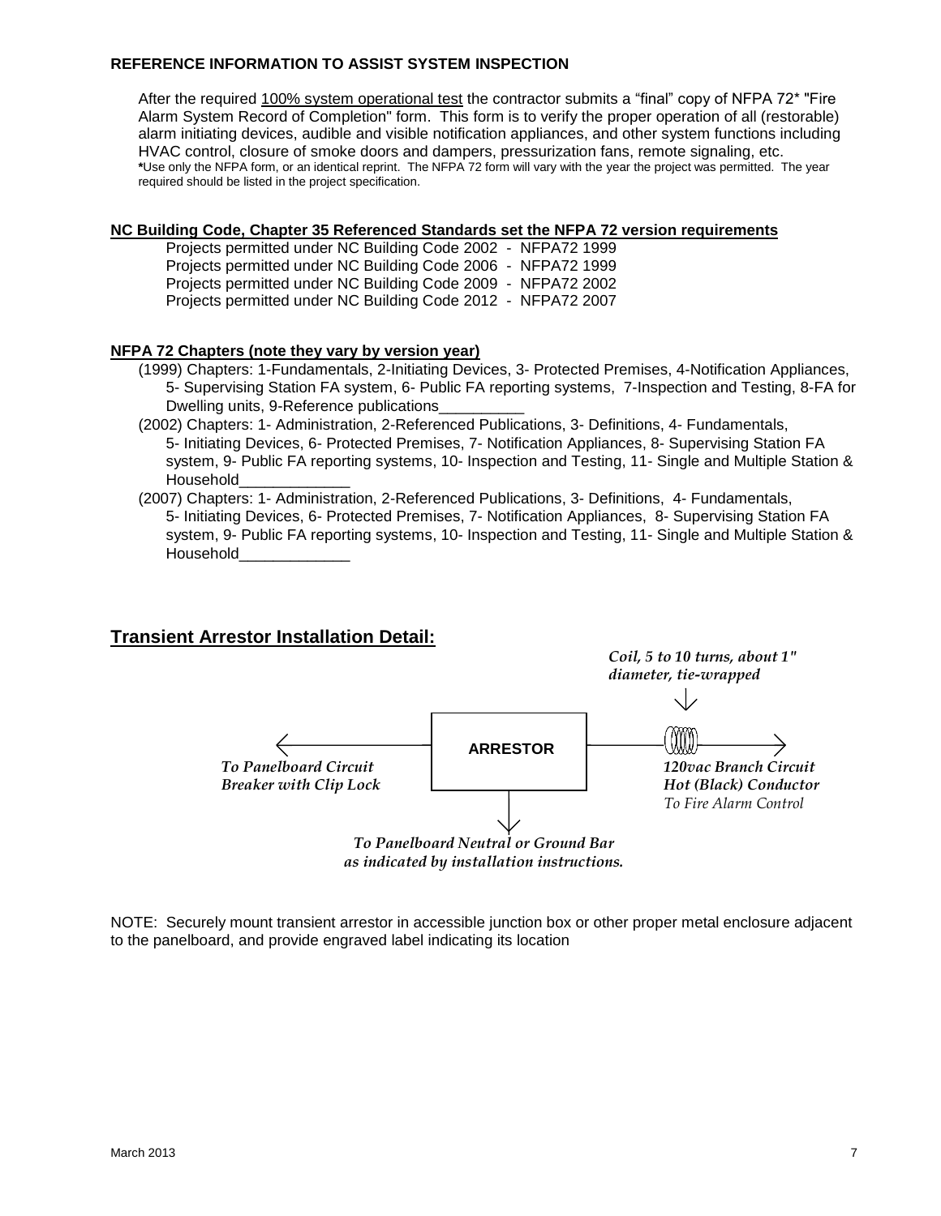**REFERENCE INFORMATION TO ASSIST SYSTEM INSPECTION**

After the required <u>100% system operational test</u> the contractor submits a "final" copy of NFPA 72* "Fire Alarm System Record of Completion" form. This form is to verify the proper operation of all (restorable) alarm initiating devices, audible and visible notification appliances, and other system functions including HVAC control, closure of smoke doors and dampers, pressurization fans, remote signaling, etc.
*Use only the NFPA form, or an identical reprint. The NFPA 72 form will vary with the year the project was permitted. The year required should be listed in the project specification.

**<u>NC Building Code, Chapter 35 Referenced Standards set the NFPA 72 version requirements</u>**

Projects permitted under NC Building Code 2002 - NFPA72 1999
Projects permitted under NC Building Code 2006 - NFPA72 1999
Projects permitted under NC Building Code 2009 - NFPA72 2002
Projects permitted under NC Building Code 2012 - NFPA72 2007

**<u>NFPA 72 Chapters (note they vary by version year)</u>**

(1999) Chapters: 1-Fundamentals, 2-Initiating Devices, 3- Protected Premises, 4-Notification Appliances, 5- Supervising Station FA system, 6- Public FA reporting systems, 7-Inspection and Testing, 8-FA for Dwelling units, 9-Reference publications__________

(2002) Chapters: 1- Administration, 2-Referenced Publications, 3- Definitions, 4- Fundamentals, 5- Initiating Devices, 6- Protected Premises, 7- Notification Appliances, 8- Supervising Station FA system, 9- Public FA reporting systems, 10- Inspection and Testing, 11- Single and Multiple Station & Household_____________

(2007) Chapters: 1- Administration, 2-Referenced Publications, 3- Definitions, 4- Fundamentals, 5- Initiating Devices, 6- Protected Premises, 7- Notification Appliances, 8- Supervising Station FA system, 9- Public FA reporting systems, 10- Inspection and Testing, 11- Single and Multiple Station & Household_____________

## <u>Transient Arrestor Installation Detail:</u>

*Coil, 5 to 10 turns, about 1" diameter, tie-wrapped*

**ARRESTOR**

*To Panelboard Circuit Breaker with Clip Lock*

*120vac Branch Circuit Hot (Black) Conductor*
*To Fire Alarm Control*

*To Panelboard Neutral or Ground Bar as indicated by installation instructions.*

NOTE: Securely mount transient arrestor in accessible junction box or other proper metal enclosure adjacent to the panelboard, and provide engraved label indicating its location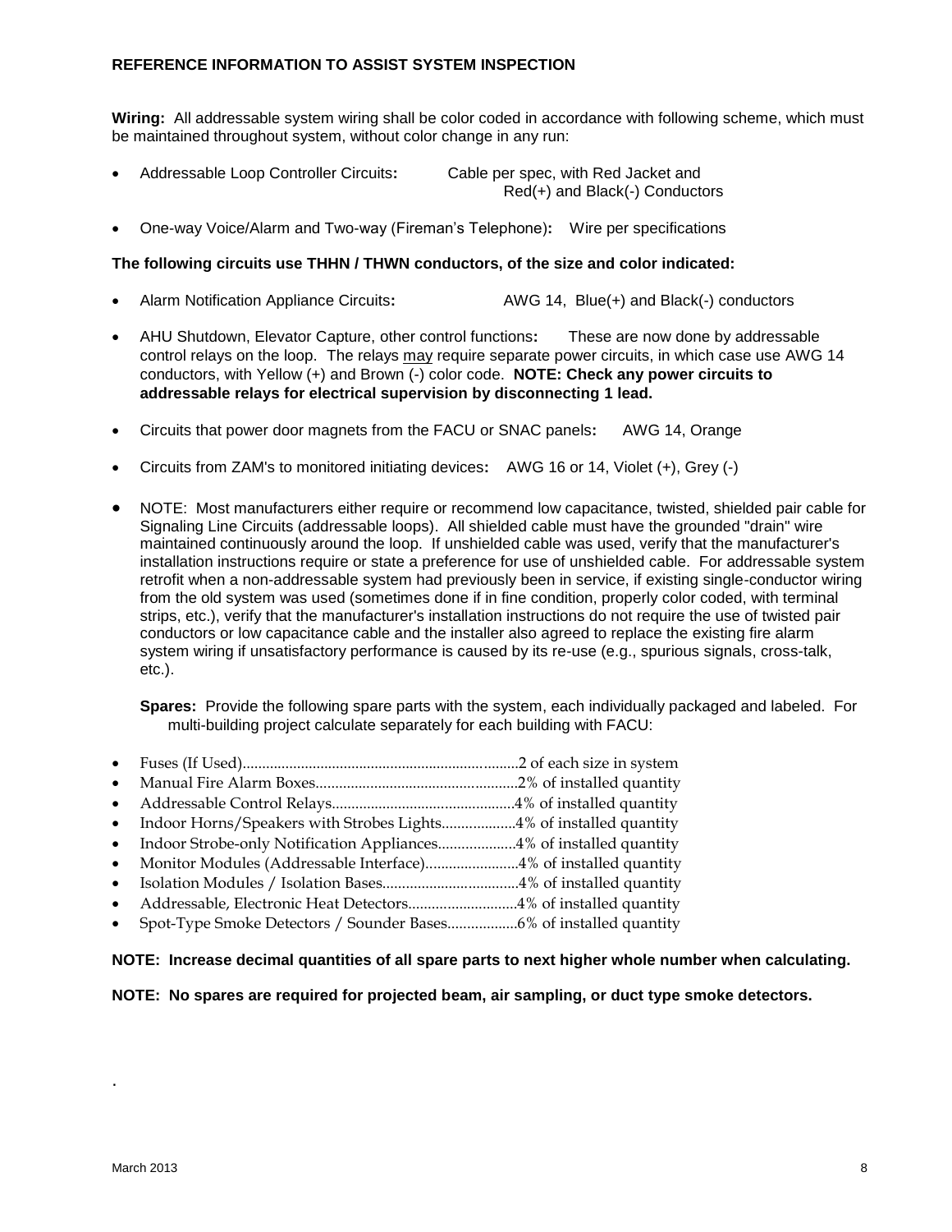**REFERENCE INFORMATION TO ASSIST SYSTEM INSPECTION**

**Wiring:** All addressable system wiring shall be color coded in accordance with following scheme, which must be maintained throughout system, without color change in any run:

- Addressable Loop Controller Circuits**:** Cable per spec, with Red Jacket and Red(+) and Black(-) Conductors
- One-way Voice/Alarm and Two-way (Fireman's Telephone)**:** Wire per specifications

**The following circuits use THHN / THWN conductors, of the size and color indicated:**

- Alarm Notification Appliance Circuits**:** AWG 14, Blue(+) and Black(-) conductors
- AHU Shutdown, Elevator Capture, other control functions**:** These are now done by addressable control relays on the loop. The relays may require separate power circuits, in which case use AWG 14 conductors, with Yellow (+) and Brown (-) color code. **NOTE: Check any power circuits to addressable relays for electrical supervision by disconnecting 1 lead.**
- Circuits that power door magnets from the FACU or SNAC panels**:** AWG 14, Orange
- Circuits from ZAM's to monitored initiating devices**:** AWG 16 or 14, Violet (+), Grey (-)
- NOTE: Most manufacturers either require or recommend low capacitance, twisted, shielded pair cable for Signaling Line Circuits (addressable loops). All shielded cable must have the grounded "drain" wire maintained continuously around the loop. If unshielded cable was used, verify that the manufacturer's installation instructions require or state a preference for use of unshielded cable. For addressable system retrofit when a non-addressable system had previously been in service, if existing single-conductor wiring from the old system was used (sometimes done if in fine condition, properly color coded, with terminal strips, etc.), verify that the manufacturer's installation instructions do not require the use of twisted pair conductors or low capacitance cable and the installer also agreed to replace the existing fire alarm system wiring if unsatisfactory performance is caused by its re-use (e.g., spurious signals, cross-talk, etc.).

**Spares:** Provide the following spare parts with the system, each individually packaged and labeled. For multi-building project calculate separately for each building with FACU:

- Fuses (If Used)........................................................................2 of each size in system
- Manual Fire Alarm Boxes....................................................2% of installed quantity
- Addressable Control Relays...............................................4% of installed quantity
- Indoor Horns/Speakers with Strobes Lights...................4% of installed quantity
- Indoor Strobe-only Notification Appliances....................4% of installed quantity
- Monitor Modules (Addressable Interface)........................4% of installed quantity
- Isolation Modules / Isolation Bases...................................4% of installed quantity
- Addressable, Electronic Heat Detectors............................4% of installed quantity
- Spot-Type Smoke Detectors / Sounder Bases..................6% of installed quantity

**NOTE: Increase decimal quantities of all spare parts to next higher whole number when calculating.**

**NOTE: No spares are required for projected beam, air sampling, or duct type smoke detectors.**

.

March 2013